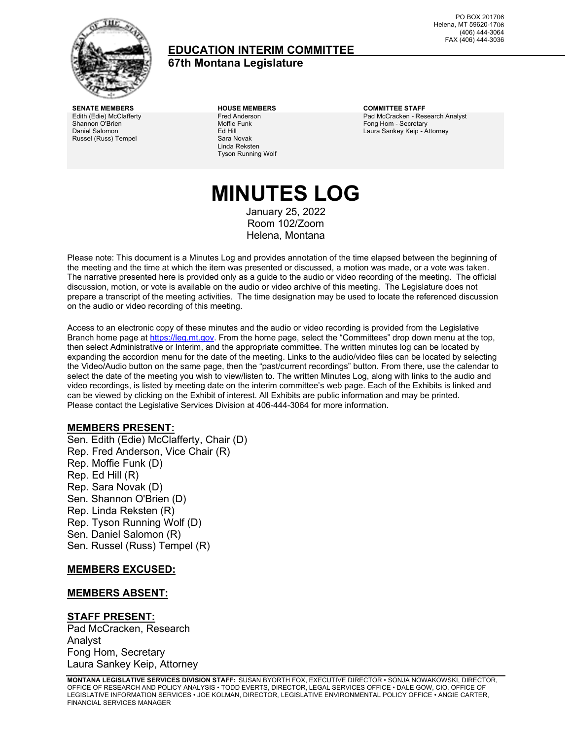PO BOX 201706
Helena, MT 59620-1706
(406) 444-3064
FAX (406) 444-3036

# EDUCATION INTERIM COMMITTEE

**67th Montana Legislature**

| SENATE MEMBERS | HOUSE MEMBERS | COMMITTEE STAFF |
| --- | --- | --- |
| Edith (Edie) McClafferty | Fred Anderson | Pad McCracken - Research Analyst |
| Shannon O'Brien | Moffie Funk | Fong Hom - Secretary |
| Daniel Salomon | Ed Hill | Laura Sankey Keip - Attorney |
| Russel (Russ) Tempel | Sara Novak | |
| | Linda Reksten | |
| | Tyson Running Wolf | |

# MINUTES LOG

January 25, 2022
Room 102/Zoom
Helena, Montana

Please note: This document is a Minutes Log and provides annotation of the time elapsed between the beginning of the meeting and the time at which the item was presented or discussed, a motion was made, or a vote was taken. The narrative presented here is provided only as a guide to the audio or video recording of the meeting. The official discussion, motion, or vote is available on the audio or video archive of this meeting. The Legislature does not prepare a transcript of the meeting activities. The time designation may be used to locate the referenced discussion on the audio or video recording of this meeting.

Access to an electronic copy of these minutes and the audio or video recording is provided from the Legislative Branch home page at https://leg.mt.gov. From the home page, select the "Committees" drop down menu at the top, then select Administrative or Interim, and the appropriate committee. The written minutes log can be located by expanding the accordion menu for the date of the meeting. Links to the audio/video files can be located by selecting the Video/Audio button on the same page, then the "past/current recordings" button. From there, use the calendar to select the date of the meeting you wish to view/listen to. The written Minutes Log, along with links to the audio and video recordings, is listed by meeting date on the interim committee's web page. Each of the Exhibits is linked and can be viewed by clicking on the Exhibit of interest. All Exhibits are public information and may be printed. Please contact the Legislative Services Division at 406-444-3064 for more information.

## MEMBERS PRESENT:

Sen. Edith (Edie) McClafferty, Chair (D)
Rep. Fred Anderson, Vice Chair (R)
Rep. Moffie Funk (D)
Rep. Ed Hill (R)
Rep. Sara Novak (D)
Sen. Shannon O'Brien (D)
Rep. Linda Reksten (R)
Rep. Tyson Running Wolf (D)
Sen. Daniel Salomon (R)
Sen. Russel (Russ) Tempel (R)

## MEMBERS EXCUSED:

## MEMBERS ABSENT:

## STAFF PRESENT:

Pad McCracken, Research Analyst
Fong Hom, Secretary
Laura Sankey Keip, Attorney

**MONTANA LEGISLATIVE SERVICES DIVISION STAFF:** SUSAN BYORTH FOX, EXECUTIVE DIRECTOR • SONJA NOWAKOWSKI, DIRECTOR, OFFICE OF RESEARCH AND POLICY ANALYSIS • TODD EVERTS, DIRECTOR, LEGAL SERVICES OFFICE • DALE GOW, CIO, OFFICE OF LEGISLATIVE INFORMATION SERVICES • JOE KOLMAN, DIRECTOR, LEGISLATIVE ENVIRONMENTAL POLICY OFFICE • ANGIE CARTER, FINANCIAL SERVICES MANAGER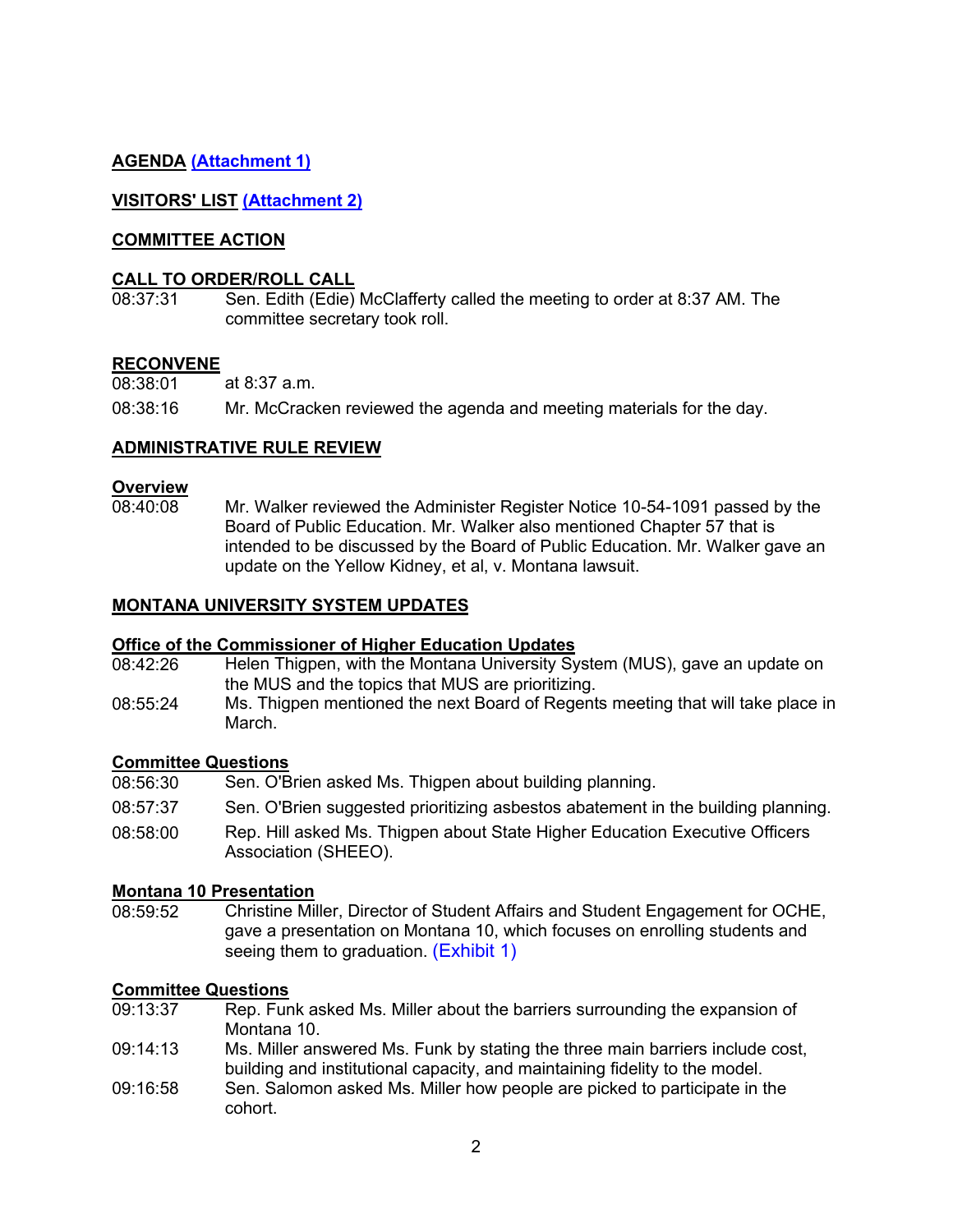**AGENDA (Attachment 1)**

**VISITORS' LIST (Attachment 2)**

**COMMITTEE ACTION**

**CALL TO ORDER/ROLL CALL**

08:37:31 Sen. Edith (Edie) McClafferty called the meeting to order at 8:37 AM. The committee secretary took roll.

**RECONVENE**

08:38:01 at 8:37 a.m.

08:38:16 Mr. McCracken reviewed the agenda and meeting materials for the day.

**ADMINISTRATIVE RULE REVIEW**

**Overview**

08:40:08 Mr. Walker reviewed the Administer Register Notice 10-54-1091 passed by the Board of Public Education. Mr. Walker also mentioned Chapter 57 that is intended to be discussed by the Board of Public Education. Mr. Walker gave an update on the Yellow Kidney, et al, v. Montana lawsuit.

**MONTANA UNIVERSITY SYSTEM UPDATES**

**Office of the Commissioner of Higher Education Updates**

08:42:26 Helen Thigpen, with the Montana University System (MUS), gave an update on the MUS and the topics that MUS are prioritizing.

08:55:24 Ms. Thigpen mentioned the next Board of Regents meeting that will take place in March.

**Committee Questions**

08:56:30 Sen. O'Brien asked Ms. Thigpen about building planning.

08:57:37 Sen. O'Brien suggested prioritizing asbestos abatement in the building planning.

08:58:00 Rep. Hill asked Ms. Thigpen about State Higher Education Executive Officers Association (SHEEO).

**Montana 10 Presentation**

08:59:52 Christine Miller, Director of Student Affairs and Student Engagement for OCHE, gave a presentation on Montana 10, which focuses on enrolling students and seeing them to graduation. (Exhibit 1)

**Committee Questions**

09:13:37 Rep. Funk asked Ms. Miller about the barriers surrounding the expansion of Montana 10.

09:14:13 Ms. Miller answered Ms. Funk by stating the three main barriers include cost, building and institutional capacity, and maintaining fidelity to the model.

09:16:58 Sen. Salomon asked Ms. Miller how people are picked to participate in the cohort.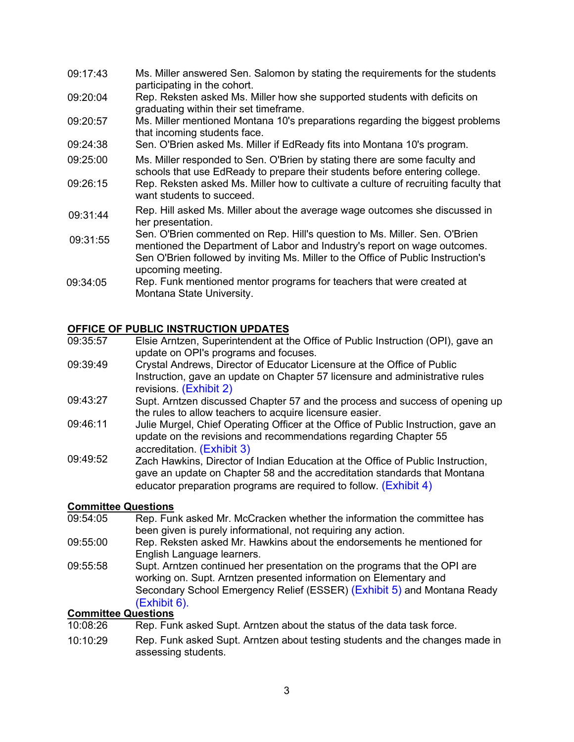| | |
|---|---|
| 09:17:43 | Ms. Miller answered Sen. Salomon by stating the requirements for the students participating in the cohort. |
| 09:20:04 | Rep. Reksten asked Ms. Miller how she supported students with deficits on graduating within their set timeframe. |
| 09:20:57 | Ms. Miller mentioned Montana 10's preparations regarding the biggest problems that incoming students face. |
| 09:24:38 | Sen. O'Brien asked Ms. Miller if EdReady fits into Montana 10's program. |
| 09:25:00 | Ms. Miller responded to Sen. O'Brien by stating there are some faculty and schools that use EdReady to prepare their students before entering college. |
| 09:26:15 | Rep. Reksten asked Ms. Miller how to cultivate a culture of recruiting faculty that want students to succeed. |
| 09:31:44 | Rep. Hill asked Ms. Miller about the average wage outcomes she discussed in her presentation. |
| 09:31:55 | Sen. O'Brien commented on Rep. Hill's question to Ms. Miller. Sen. O'Brien mentioned the Department of Labor and Industry's report on wage outcomes. Sen O'Brien followed by inviting Ms. Miller to the Office of Public Instruction's upcoming meeting. |
| 09:34:05 | Rep. Funk mentioned mentor programs for teachers that were created at Montana State University. |

## OFFICE OF PUBLIC INSTRUCTION UPDATES

| | |
|---|---|
| 09:35:57 | Elsie Arntzen, Superintendent at the Office of Public Instruction (OPI), gave an update on OPI's programs and focuses. |
| 09:39:49 | Crystal Andrews, Director of Educator Licensure at the Office of Public Instruction, gave an update on Chapter 57 licensure and administrative rules revisions. (Exhibit 2) |
| 09:43:27 | Supt. Arntzen discussed Chapter 57 and the process and success of opening up the rules to allow teachers to acquire licensure easier. |
| 09:46:11 | Julie Murgel, Chief Operating Officer at the Office of Public Instruction, gave an update on the revisions and recommendations regarding Chapter 55 accreditation. (Exhibit 3) |
| 09:49:52 | Zach Hawkins, Director of Indian Education at the Office of Public Instruction, gave an update on Chapter 58 and the accreditation standards that Montana educator preparation programs are required to follow. (Exhibit 4) |

### Committee Questions

| | |
|---|---|
| 09:54:05 | Rep. Funk asked Mr. McCracken whether the information the committee has been given is purely informational, not requiring any action. |
| 09:55:00 | Rep. Reksten asked Mr. Hawkins about the endorsements he mentioned for English Language learners. |
| 09:55:58 | Supt. Arntzen continued her presentation on the programs that the OPI are working on. Supt. Arntzen presented information on Elementary and Secondary School Emergency Relief (ESSER) (Exhibit 5) and Montana Ready (Exhibit 6). |

### Committee Questions

| | |
|---|---|
| 10:08:26 | Rep. Funk asked Supt. Arntzen about the status of the data task force. |
| 10:10:29 | Rep. Funk asked Supt. Arntzen about testing students and the changes made in assessing students. |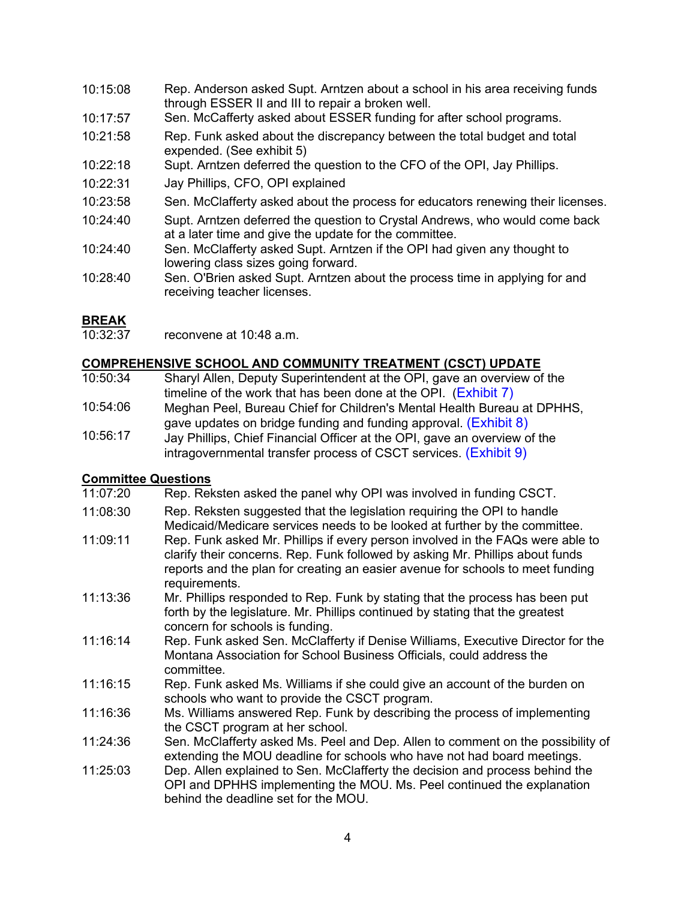10:15:08 Rep. Anderson asked Supt. Arntzen about a school in his area receiving funds through ESSER II and III to repair a broken well.

10:17:57 Sen. McCafferty asked about ESSER funding for after school programs.

10:21:58 Rep. Funk asked about the discrepancy between the total budget and total expended. (See exhibit 5)

10:22:18 Supt. Arntzen deferred the question to the CFO of the OPI, Jay Phillips.

10:22:31 Jay Phillips, CFO, OPI explained

10:23:58 Sen. McClafferty asked about the process for educators renewing their licenses.

10:24:40 Supt. Arntzen deferred the question to Crystal Andrews, who would come back at a later time and give the update for the committee.

10:24:40 Sen. McClafferty asked Supt. Arntzen if the OPI had given any thought to lowering class sizes going forward.

10:28:40 Sen. O'Brien asked Supt. Arntzen about the process time in applying for and receiving teacher licenses.

## BREAK

10:32:37 reconvene at 10:48 a.m.

## COMPREHENSIVE SCHOOL AND COMMUNITY TREATMENT (CSCT) UPDATE

10:50:34 Sharyl Allen, Deputy Superintendent at the OPI, gave an overview of the timeline of the work that has been done at the OPI. (Exhibit 7)

10:54:06 Meghan Peel, Bureau Chief for Children's Mental Health Bureau at DPHHS, gave updates on bridge funding and funding approval. (Exhibit 8)

10:56:17 Jay Phillips, Chief Financial Officer at the OPI, gave an overview of the intragovernmental transfer process of CSCT services. (Exhibit 9)

## Committee Questions

11:07:20 Rep. Reksten asked the panel why OPI was involved in funding CSCT.

11:08:30 Rep. Reksten suggested that the legislation requiring the OPI to handle Medicaid/Medicare services needs to be looked at further by the committee.

11:09:11 Rep. Funk asked Mr. Phillips if every person involved in the FAQs were able to clarify their concerns. Rep. Funk followed by asking Mr. Phillips about funds reports and the plan for creating an easier avenue for schools to meet funding requirements.

11:13:36 Mr. Phillips responded to Rep. Funk by stating that the process has been put forth by the legislature. Mr. Phillips continued by stating that the greatest concern for schools is funding.

11:16:14 Rep. Funk asked Sen. McClafferty if Denise Williams, Executive Director for the Montana Association for School Business Officials, could address the committee.

11:16:15 Rep. Funk asked Ms. Williams if she could give an account of the burden on schools who want to provide the CSCT program.

11:16:36 Ms. Williams answered Rep. Funk by describing the process of implementing the CSCT program at her school.

11:24:36 Sen. McClafferty asked Ms. Peel and Dep. Allen to comment on the possibility of extending the MOU deadline for schools who have not had board meetings.

11:25:03 Dep. Allen explained to Sen. McClafferty the decision and process behind the OPI and DPHHS implementing the MOU. Ms. Peel continued the explanation behind the deadline set for the MOU.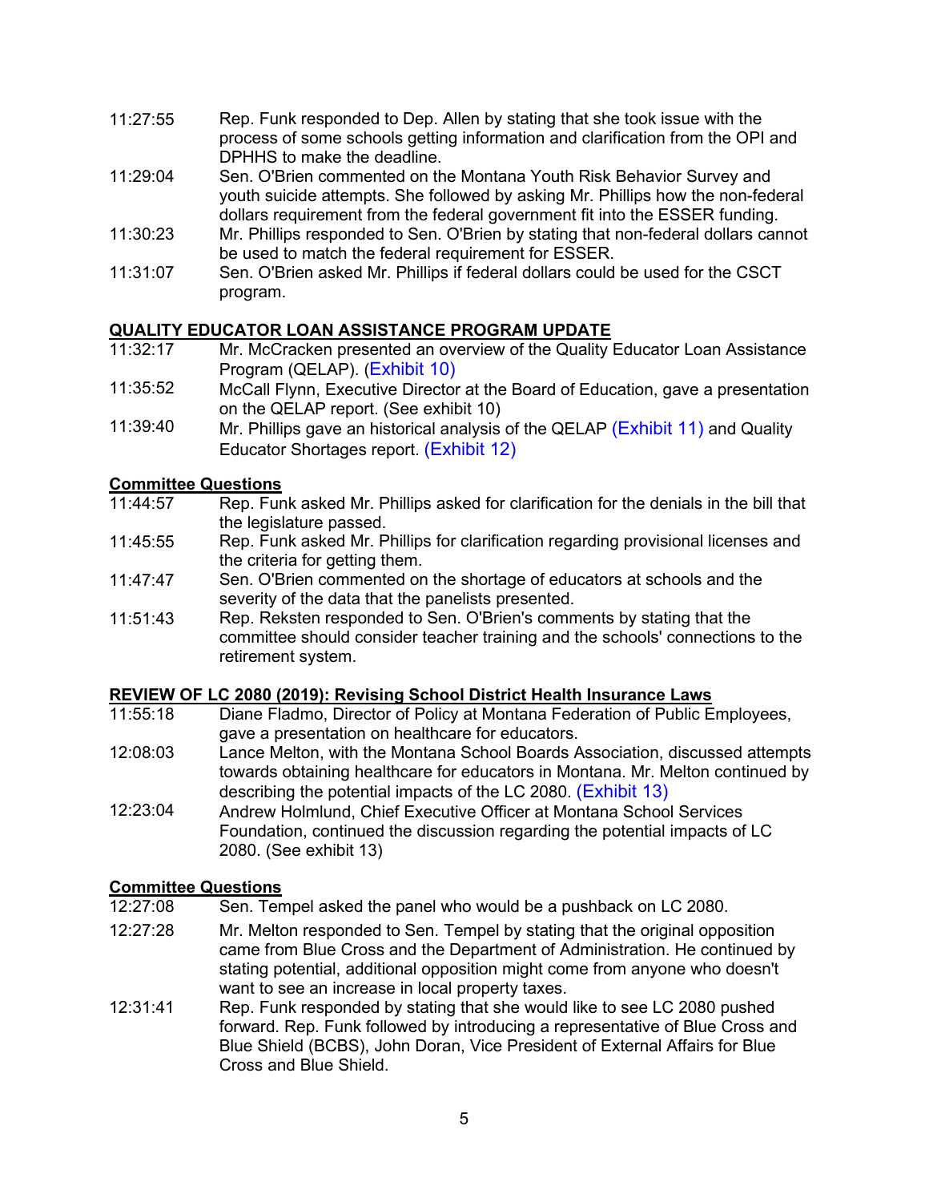11:27:55 Rep. Funk responded to Dep. Allen by stating that she took issue with the process of some schools getting information and clarification from the OPI and DPHHS to make the deadline.

11:29:04 Sen. O'Brien commented on the Montana Youth Risk Behavior Survey and youth suicide attempts. She followed by asking Mr. Phillips how the non-federal dollars requirement from the federal government fit into the ESSER funding.

11:30:23 Mr. Phillips responded to Sen. O'Brien by stating that non-federal dollars cannot be used to match the federal requirement for ESSER.

11:31:07 Sen. O'Brien asked Mr. Phillips if federal dollars could be used for the CSCT program.

**QUALITY EDUCATOR LOAN ASSISTANCE PROGRAM UPDATE**

11:32:17 Mr. McCracken presented an overview of the Quality Educator Loan Assistance Program (QELAP). (Exhibit 10)

11:35:52 McCall Flynn, Executive Director at the Board of Education, gave a presentation on the QELAP report. (See exhibit 10)

11:39:40 Mr. Phillips gave an historical analysis of the QELAP (Exhibit 11) and Quality Educator Shortages report. (Exhibit 12)

**Committee Questions**

11:44:57 Rep. Funk asked Mr. Phillips asked for clarification for the denials in the bill that the legislature passed.

11:45:55 Rep. Funk asked Mr. Phillips for clarification regarding provisional licenses and the criteria for getting them.

11:47:47 Sen. O'Brien commented on the shortage of educators at schools and the severity of the data that the panelists presented.

11:51:43 Rep. Reksten responded to Sen. O'Brien's comments by stating that the committee should consider teacher training and the schools' connections to the retirement system.

**REVIEW OF LC 2080 (2019): Revising School District Health Insurance Laws**

11:55:18 Diane Fladmo, Director of Policy at Montana Federation of Public Employees, gave a presentation on healthcare for educators.

12:08:03 Lance Melton, with the Montana School Boards Association, discussed attempts towards obtaining healthcare for educators in Montana. Mr. Melton continued by describing the potential impacts of the LC 2080. (Exhibit 13)

12:23:04 Andrew Holmlund, Chief Executive Officer at Montana School Services Foundation, continued the discussion regarding the potential impacts of LC 2080. (See exhibit 13)

**Committee Questions**

12:27:08 Sen. Tempel asked the panel who would be a pushback on LC 2080.

12:27:28 Mr. Melton responded to Sen. Tempel by stating that the original opposition came from Blue Cross and the Department of Administration. He continued by stating potential, additional opposition might come from anyone who doesn't want to see an increase in local property taxes.

12:31:41 Rep. Funk responded by stating that she would like to see LC 2080 pushed forward. Rep. Funk followed by introducing a representative of Blue Cross and Blue Shield (BCBS), John Doran, Vice President of External Affairs for Blue Cross and Blue Shield.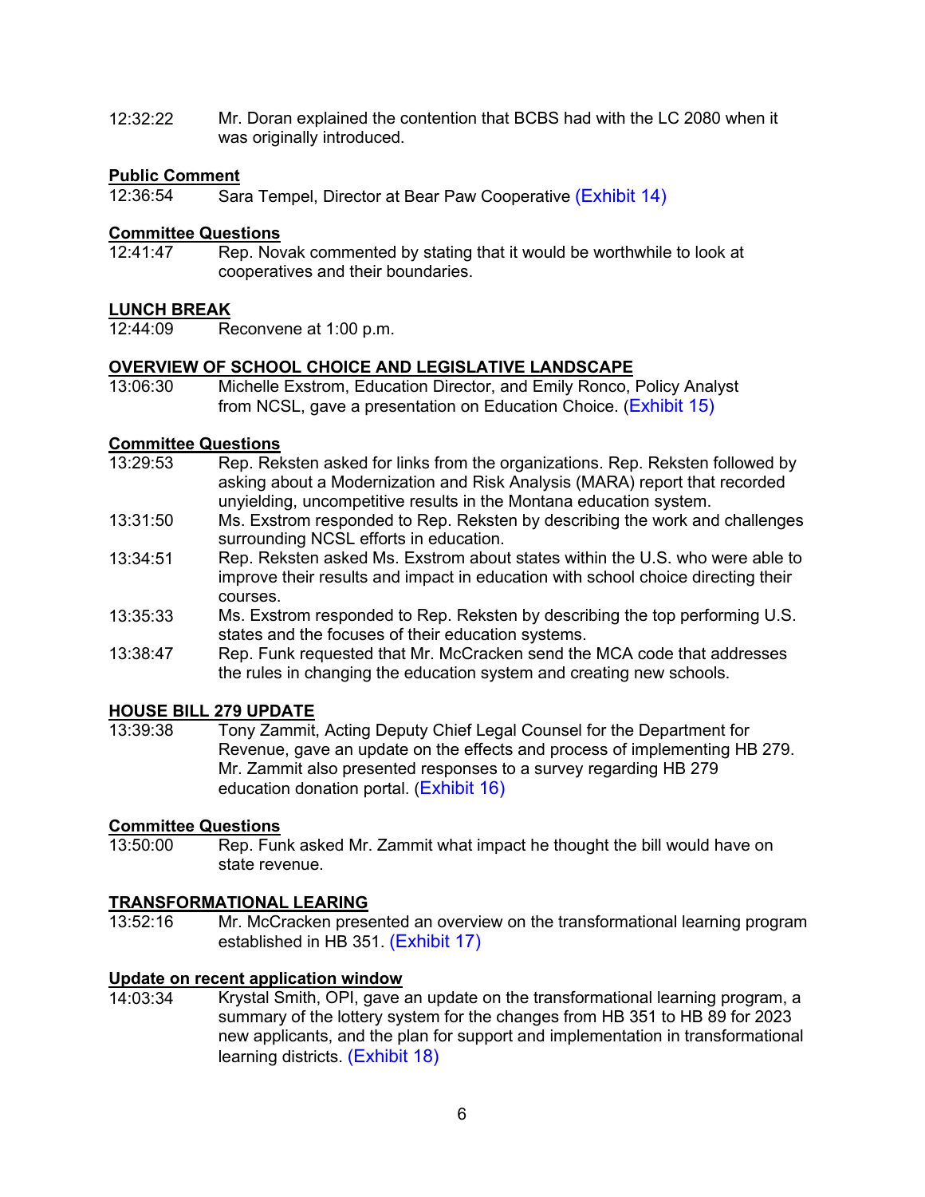12:32:22 Mr. Doran explained the contention that BCBS had with the LC 2080 when it was originally introduced.

**Public Comment**

12:36:54 Sara Tempel, Director at Bear Paw Cooperative (Exhibit 14)

**Committee Questions**

12:41:47 Rep. Novak commented by stating that it would be worthwhile to look at cooperatives and their boundaries.

**LUNCH BREAK**

12:44:09 Reconvene at 1:00 p.m.

**OVERVIEW OF SCHOOL CHOICE AND LEGISLATIVE LANDSCAPE**

13:06:30 Michelle Exstrom, Education Director, and Emily Ronco, Policy Analyst from NCSL, gave a presentation on Education Choice. (Exhibit 15)

**Committee Questions**

13:29:53 Rep. Reksten asked for links from the organizations. Rep. Reksten followed by asking about a Modernization and Risk Analysis (MARA) report that recorded unyielding, uncompetitive results in the Montana education system.

13:31:50 Ms. Exstrom responded to Rep. Reksten by describing the work and challenges surrounding NCSL efforts in education.

13:34:51 Rep. Reksten asked Ms. Exstrom about states within the U.S. who were able to improve their results and impact in education with school choice directing their courses.

13:35:33 Ms. Exstrom responded to Rep. Reksten by describing the top performing U.S. states and the focuses of their education systems.

13:38:47 Rep. Funk requested that Mr. McCracken send the MCA code that addresses the rules in changing the education system and creating new schools.

**HOUSE BILL 279 UPDATE**

13:39:38 Tony Zammit, Acting Deputy Chief Legal Counsel for the Department for Revenue, gave an update on the effects and process of implementing HB 279. Mr. Zammit also presented responses to a survey regarding HB 279 education donation portal. (Exhibit 16)

**Committee Questions**

13:50:00 Rep. Funk asked Mr. Zammit what impact he thought the bill would have on state revenue.

**TRANSFORMATIONAL LEARING**

13:52:16 Mr. McCracken presented an overview on the transformational learning program established in HB 351. (Exhibit 17)

**Update on recent application window**

14:03:34 Krystal Smith, OPI, gave an update on the transformational learning program, a summary of the lottery system for the changes from HB 351 to HB 89 for 2023 new applicants, and the plan for support and implementation in transformational learning districts. (Exhibit 18)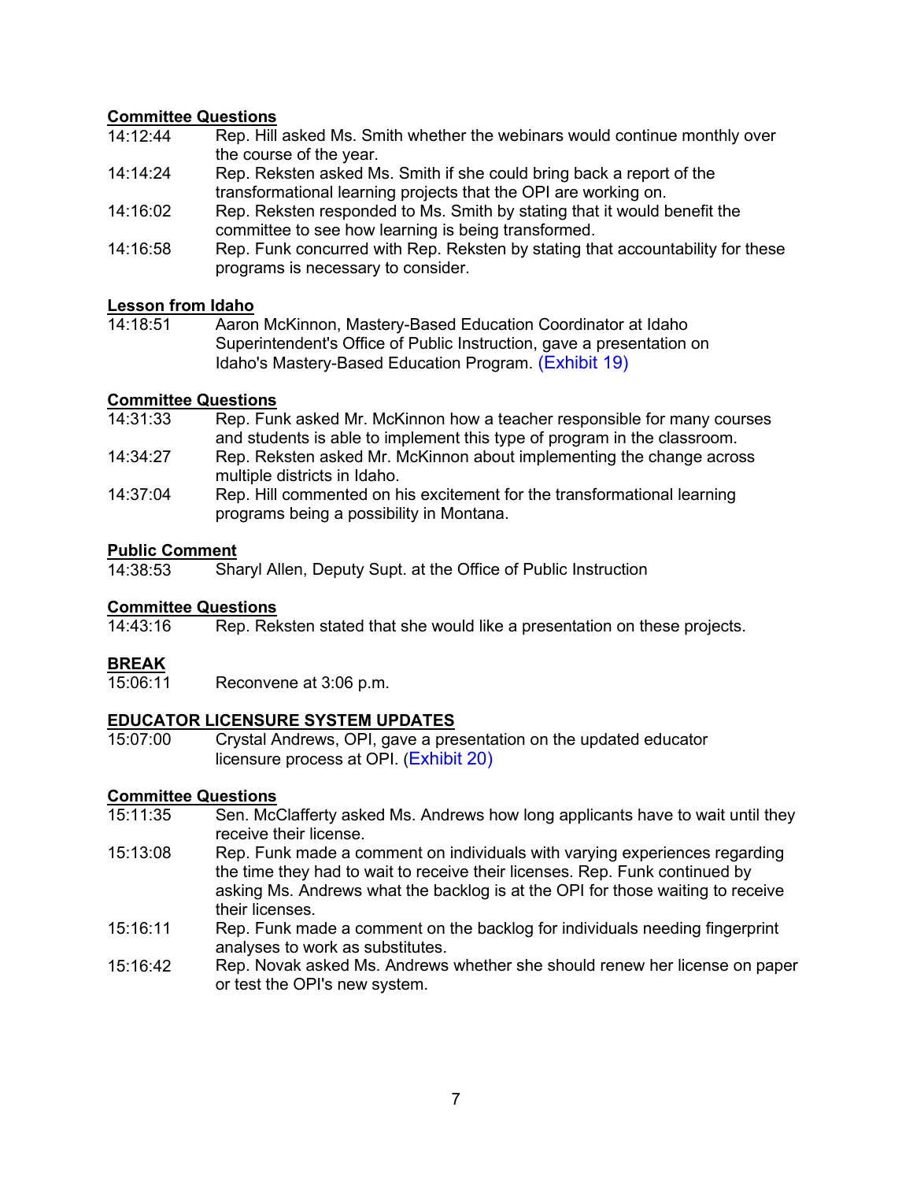**Committee Questions**

14:12:44 Rep. Hill asked Ms. Smith whether the webinars would continue monthly over the course of the year.

14:14:24 Rep. Reksten asked Ms. Smith if she could bring back a report of the transformational learning projects that the OPI are working on.

14:16:02 Rep. Reksten responded to Ms. Smith by stating that it would benefit the committee to see how learning is being transformed.

14:16:58 Rep. Funk concurred with Rep. Reksten by stating that accountability for these programs is necessary to consider.

**Lesson from Idaho**

14:18:51 Aaron McKinnon, Mastery-Based Education Coordinator at Idaho Superintendent's Office of Public Instruction, gave a presentation on Idaho's Mastery-Based Education Program. (Exhibit 19)

**Committee Questions**

14:31:33 Rep. Funk asked Mr. McKinnon how a teacher responsible for many courses and students is able to implement this type of program in the classroom.

14:34:27 Rep. Reksten asked Mr. McKinnon about implementing the change across multiple districts in Idaho.

14:37:04 Rep. Hill commented on his excitement for the transformational learning programs being a possibility in Montana.

**Public Comment**

14:38:53 Sharyl Allen, Deputy Supt. at the Office of Public Instruction

**Committee Questions**

14:43:16 Rep. Reksten stated that she would like a presentation on these projects.

**BREAK**

15:06:11 Reconvene at 3:06 p.m.

**EDUCATOR LICENSURE SYSTEM UPDATES**

15:07:00 Crystal Andrews, OPI, gave a presentation on the updated educator licensure process at OPI. (Exhibit 20)

**Committee Questions**

15:11:35 Sen. McClafferty asked Ms. Andrews how long applicants have to wait until they receive their license.

15:13:08 Rep. Funk made a comment on individuals with varying experiences regarding the time they had to wait to receive their licenses. Rep. Funk continued by asking Ms. Andrews what the backlog is at the OPI for those waiting to receive their licenses.

15:16:11 Rep. Funk made a comment on the backlog for individuals needing fingerprint analyses to work as substitutes.

15:16:42 Rep. Novak asked Ms. Andrews whether she should renew her license on paper or test the OPI's new system.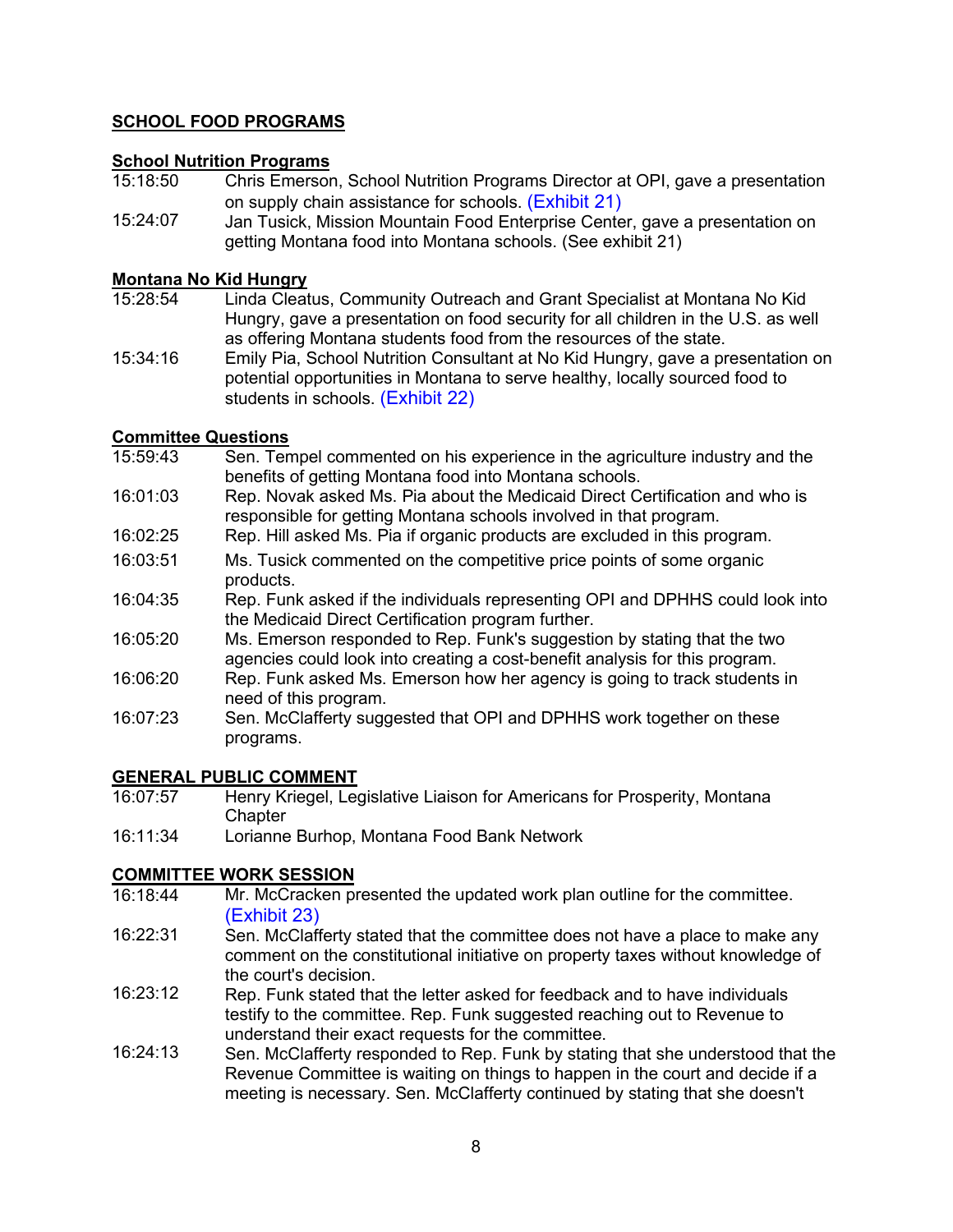## SCHOOL FOOD PROGRAMS

### School Nutrition Programs

15:18:50 Chris Emerson, School Nutrition Programs Director at OPI, gave a presentation on supply chain assistance for schools. (Exhibit 21)

15:24:07 Jan Tusick, Mission Mountain Food Enterprise Center, gave a presentation on getting Montana food into Montana schools. (See exhibit 21)

### Montana No Kid Hungry

15:28:54 Linda Cleatus, Community Outreach and Grant Specialist at Montana No Kid Hungry, gave a presentation on food security for all children in the U.S. as well as offering Montana students food from the resources of the state.

15:34:16 Emily Pia, School Nutrition Consultant at No Kid Hungry, gave a presentation on potential opportunities in Montana to serve healthy, locally sourced food to students in schools. (Exhibit 22)

### Committee Questions

15:59:43 Sen. Tempel commented on his experience in the agriculture industry and the benefits of getting Montana food into Montana schools.

16:01:03 Rep. Novak asked Ms. Pia about the Medicaid Direct Certification and who is responsible for getting Montana schools involved in that program.

16:02:25 Rep. Hill asked Ms. Pia if organic products are excluded in this program.

16:03:51 Ms. Tusick commented on the competitive price points of some organic products.

16:04:35 Rep. Funk asked if the individuals representing OPI and DPHHS could look into the Medicaid Direct Certification program further.

16:05:20 Ms. Emerson responded to Rep. Funk's suggestion by stating that the two agencies could look into creating a cost-benefit analysis for this program.

16:06:20 Rep. Funk asked Ms. Emerson how her agency is going to track students in need of this program.

16:07:23 Sen. McClafferty suggested that OPI and DPHHS work together on these programs.

## GENERAL PUBLIC COMMENT

16:07:57 Henry Kriegel, Legislative Liaison for Americans for Prosperity, Montana Chapter

16:11:34 Lorianne Burhop, Montana Food Bank Network

## COMMITTEE WORK SESSION

16:18:44 Mr. McCracken presented the updated work plan outline for the committee. (Exhibit 23)

16:22:31 Sen. McClafferty stated that the committee does not have a place to make any comment on the constitutional initiative on property taxes without knowledge of the court's decision.

16:23:12 Rep. Funk stated that the letter asked for feedback and to have individuals testify to the committee. Rep. Funk suggested reaching out to Revenue to understand their exact requests for the committee.

16:24:13 Sen. McClafferty responded to Rep. Funk by stating that she understood that the Revenue Committee is waiting on things to happen in the court and decide if a meeting is necessary. Sen. McClafferty continued by stating that she doesn't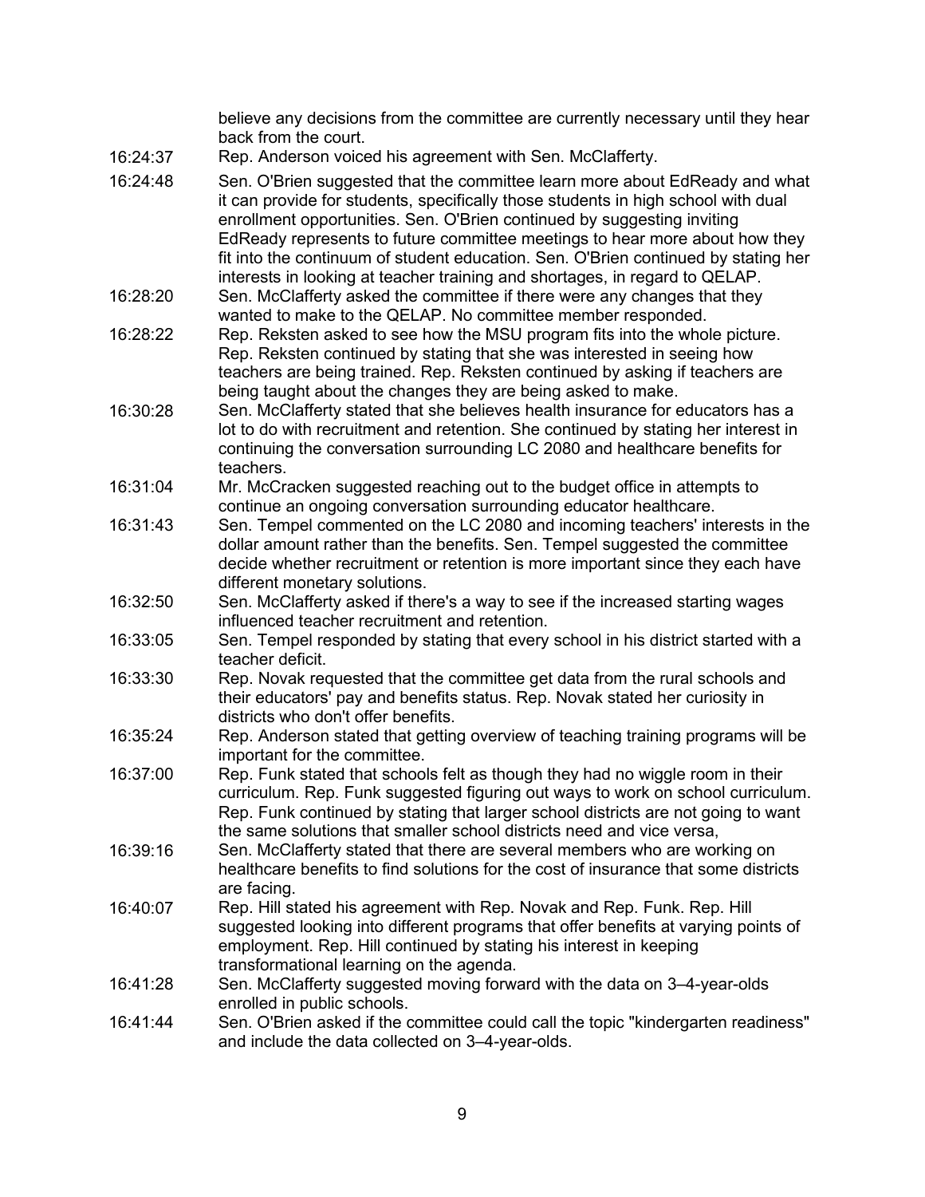believe any decisions from the committee are currently necessary until they hear back from the court.

| | |
|---|---|
| 16:24:37 | Rep. Anderson voiced his agreement with Sen. McClafferty. |
| 16:24:48 | Sen. O'Brien suggested that the committee learn more about EdReady and what it can provide for students, specifically those students in high school with dual enrollment opportunities. Sen. O'Brien continued by suggesting inviting EdReady represents to future committee meetings to hear more about how they fit into the continuum of student education. Sen. O'Brien continued by stating her interests in looking at teacher training and shortages, in regard to QELAP. |
| 16:28:20 | Sen. McClafferty asked the committee if there were any changes that they wanted to make to the QELAP. No committee member responded. |
| 16:28:22 | Rep. Reksten asked to see how the MSU program fits into the whole picture. Rep. Reksten continued by stating that she was interested in seeing how teachers are being trained. Rep. Reksten continued by asking if teachers are being taught about the changes they are being asked to make. |
| 16:30:28 | Sen. McClafferty stated that she believes health insurance for educators has a lot to do with recruitment and retention. She continued by stating her interest in continuing the conversation surrounding LC 2080 and healthcare benefits for teachers. |
| 16:31:04 | Mr. McCracken suggested reaching out to the budget office in attempts to continue an ongoing conversation surrounding educator healthcare. |
| 16:31:43 | Sen. Tempel commented on the LC 2080 and incoming teachers' interests in the dollar amount rather than the benefits. Sen. Tempel suggested the committee decide whether recruitment or retention is more important since they each have different monetary solutions. |
| 16:32:50 | Sen. McClafferty asked if there's a way to see if the increased starting wages influenced teacher recruitment and retention. |
| 16:33:05 | Sen. Tempel responded by stating that every school in his district started with a teacher deficit. |
| 16:33:30 | Rep. Novak requested that the committee get data from the rural schools and their educators' pay and benefits status. Rep. Novak stated her curiosity in districts who don't offer benefits. |
| 16:35:24 | Rep. Anderson stated that getting overview of teaching training programs will be important for the committee. |
| 16:37:00 | Rep. Funk stated that schools felt as though they had no wiggle room in their curriculum. Rep. Funk suggested figuring out ways to work on school curriculum. Rep. Funk continued by stating that larger school districts are not going to want the same solutions that smaller school districts need and vice versa, |
| 16:39:16 | Sen. McClafferty stated that there are several members who are working on healthcare benefits to find solutions for the cost of insurance that some districts are facing. |
| 16:40:07 | Rep. Hill stated his agreement with Rep. Novak and Rep. Funk. Rep. Hill suggested looking into different programs that offer benefits at varying points of employment. Rep. Hill continued by stating his interest in keeping transformational learning on the agenda. |
| 16:41:28 | Sen. McClafferty suggested moving forward with the data on 3–4-year-olds enrolled in public schools. |
| 16:41:44 | Sen. O'Brien asked if the committee could call the topic "kindergarten readiness" and include the data collected on 3–4-year-olds. |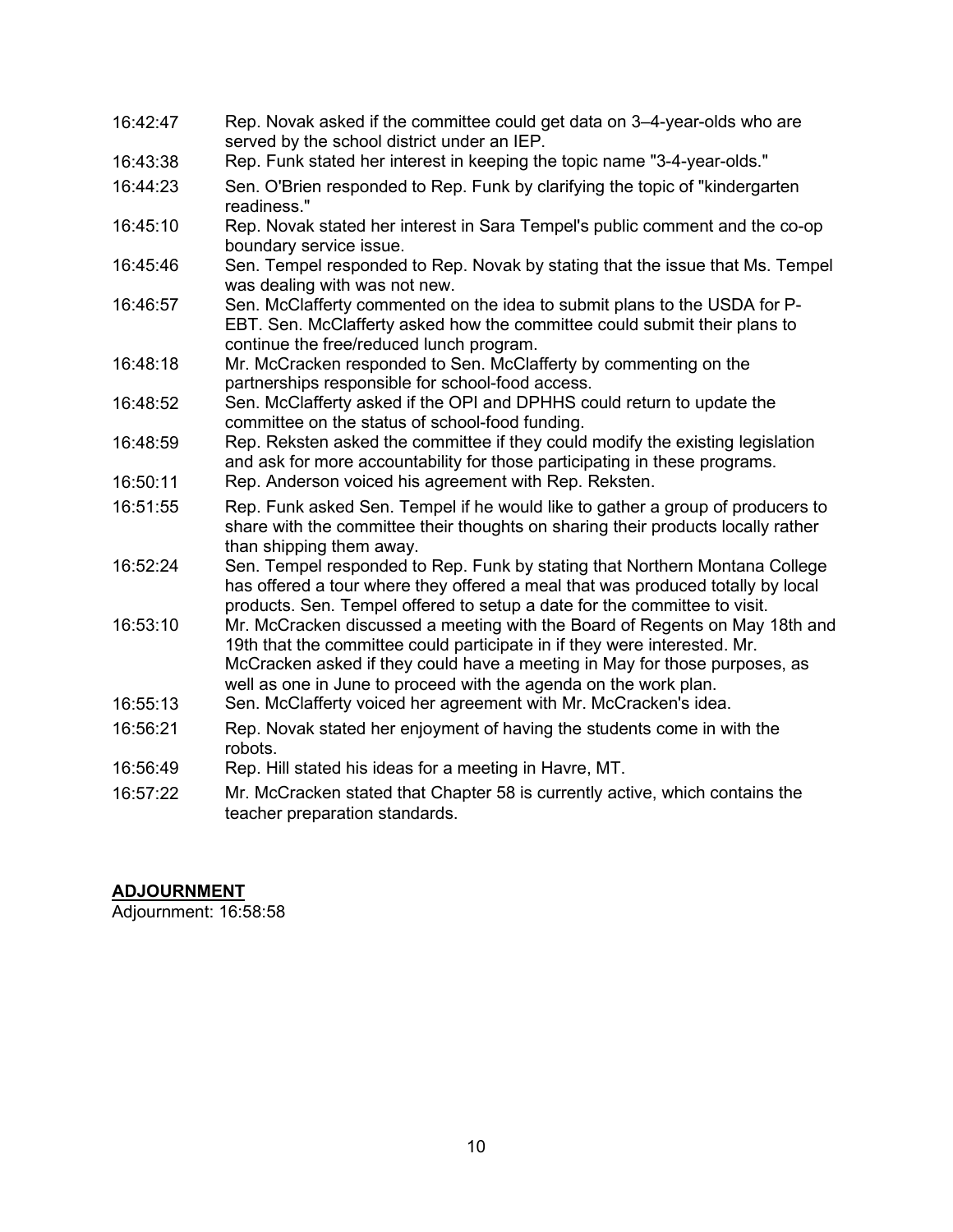| | |
|---|---|
| 16:42:47 | Rep. Novak asked if the committee could get data on 3–4-year-olds who are served by the school district under an IEP. |
| 16:43:38 | Rep. Funk stated her interest in keeping the topic name "3-4-year-olds." |
| 16:44:23 | Sen. O'Brien responded to Rep. Funk by clarifying the topic of "kindergarten readiness." |
| 16:45:10 | Rep. Novak stated her interest in Sara Tempel's public comment and the co-op boundary service issue. |
| 16:45:46 | Sen. Tempel responded to Rep. Novak by stating that the issue that Ms. Tempel was dealing with was not new. |
| 16:46:57 | Sen. McClafferty commented on the idea to submit plans to the USDA for P-EBT. Sen. McClafferty asked how the committee could submit their plans to continue the free/reduced lunch program. |
| 16:48:18 | Mr. McCracken responded to Sen. McClafferty by commenting on the partnerships responsible for school-food access. |
| 16:48:52 | Sen. McClafferty asked if the OPI and DPHHS could return to update the committee on the status of school-food funding. |
| 16:48:59 | Rep. Reksten asked the committee if they could modify the existing legislation and ask for more accountability for those participating in these programs. |
| 16:50:11 | Rep. Anderson voiced his agreement with Rep. Reksten. |
| 16:51:55 | Rep. Funk asked Sen. Tempel if he would like to gather a group of producers to share with the committee their thoughts on sharing their products locally rather than shipping them away. |
| 16:52:24 | Sen. Tempel responded to Rep. Funk by stating that Northern Montana College has offered a tour where they offered a meal that was produced totally by local products. Sen. Tempel offered to setup a date for the committee to visit. |
| 16:53:10 | Mr. McCracken discussed a meeting with the Board of Regents on May 18th and 19th that the committee could participate in if they were interested. Mr. McCracken asked if they could have a meeting in May for those purposes, as well as one in June to proceed with the agenda on the work plan. |
| 16:55:13 | Sen. McClafferty voiced her agreement with Mr. McCracken's idea. |
| 16:56:21 | Rep. Novak stated her enjoyment of having the students come in with the robots. |
| 16:56:49 | Rep. Hill stated his ideas for a meeting in Havre, MT. |
| 16:57:22 | Mr. McCracken stated that Chapter 58 is currently active, which contains the teacher preparation standards. |

**ADJOURNMENT**

Adjournment: 16:58:58